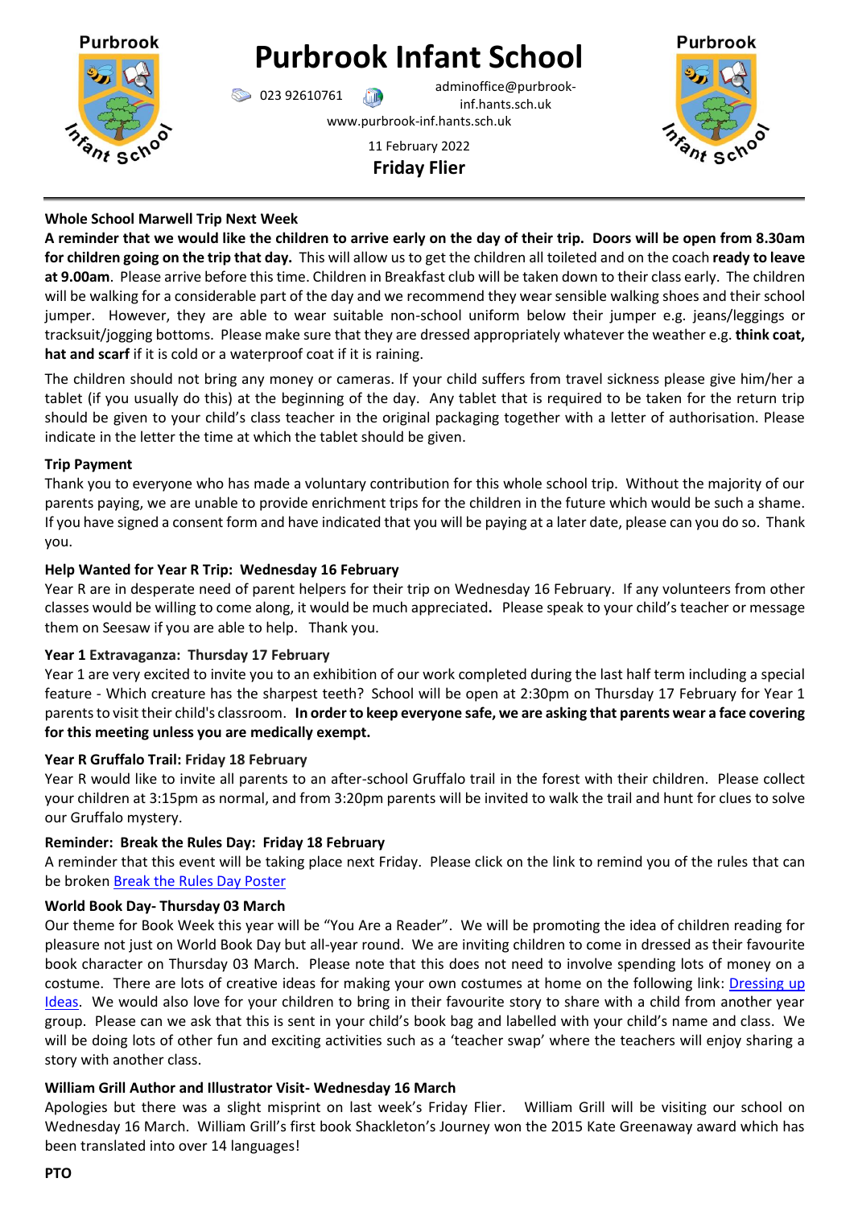# Purbrook Infant School

023 92610761 adminoffice@purbrook-inf.hants.sch.uk

www.purbrook-inf.hants.sch.uk

11 February 2022

**Friday Flier**

---

**Whole School Marwell Trip Next Week**

**A reminder that we would like the children to arrive early on the day of their trip. Doors will be open from 8.30am for children going on the trip that day.** This will allow us to get the children all toileted and on the coach **ready to leave at 9.00am**. Please arrive before this time. Children in Breakfast club will be taken down to their class early. The children will be walking for a considerable part of the day and we recommend they wear sensible walking shoes and their school jumper. However, they are able to wear suitable non-school uniform below their jumper e.g. jeans/leggings or tracksuit/jogging bottoms. Please make sure that they are dressed appropriately whatever the weather e.g. **think coat, hat and scarf** if it is cold or a waterproof coat if it is raining.

The children should not bring any money or cameras. If your child suffers from travel sickness please give him/her a tablet (if you usually do this) at the beginning of the day. Any tablet that is required to be taken for the return trip should be given to your child's class teacher in the original packaging together with a letter of authorisation. Please indicate in the letter the time at which the tablet should be given.

**Trip Payment**

Thank you to everyone who has made a voluntary contribution for this whole school trip. Without the majority of our parents paying, we are unable to provide enrichment trips for the children in the future which would be such a shame. If you have signed a consent form and have indicated that you will be paying at a later date, please can you do so. Thank you.

**Help Wanted for Year R Trip: Wednesday 16 February**

Year R are in desperate need of parent helpers for their trip on Wednesday 16 February. If any volunteers from other classes would be willing to come along, it would be much appreciated**.** Please speak to your child's teacher or message them on Seesaw if you are able to help. Thank you.

**Year 1 Extravaganza: Thursday 17 February**

Year 1 are very excited to invite you to an exhibition of our work completed during the last half term including a special feature - Which creature has the sharpest teeth? School will be open at 2:30pm on Thursday 17 February for Year 1 parents to visit their child's classroom. **In order to keep everyone safe, we are asking that parents wear a face covering for this meeting unless you are medically exempt.**

**Year R Gruffalo Trail: Friday 18 February**

Year R would like to invite all parents to an after-school Gruffalo trail in the forest with their children. Please collect your children at 3:15pm as normal, and from 3:20pm parents will be invited to walk the trail and hunt for clues to solve our Gruffalo mystery.

**Reminder: Break the Rules Day: Friday 18 February**

A reminder that this event will be taking place next Friday. Please click on the link to remind you of the rules that can be broken Break the Rules Day Poster

**World Book Day- Thursday 03 March**

Our theme for Book Week this year will be "You Are a Reader". We will be promoting the idea of children reading for pleasure not just on World Book Day but all-year round. We are inviting children to come in dressed as their favourite book character on Thursday 03 March. Please note that this does not need to involve spending lots of money on a costume. There are lots of creative ideas for making your own costumes at home on the following link: Dressing up Ideas. We would also love for your children to bring in their favourite story to share with a child from another year group. Please can we ask that this is sent in your child's book bag and labelled with your child's name and class. We will be doing lots of other fun and exciting activities such as a 'teacher swap' where the teachers will enjoy sharing a story with another class.

**William Grill Author and Illustrator Visit- Wednesday 16 March**

Apologies but there was a slight misprint on last week's Friday Flier. William Grill will be visiting our school on Wednesday 16 March. William Grill's first book Shackleton's Journey won the 2015 Kate Greenaway award which has been translated into over 14 languages!

**PTO**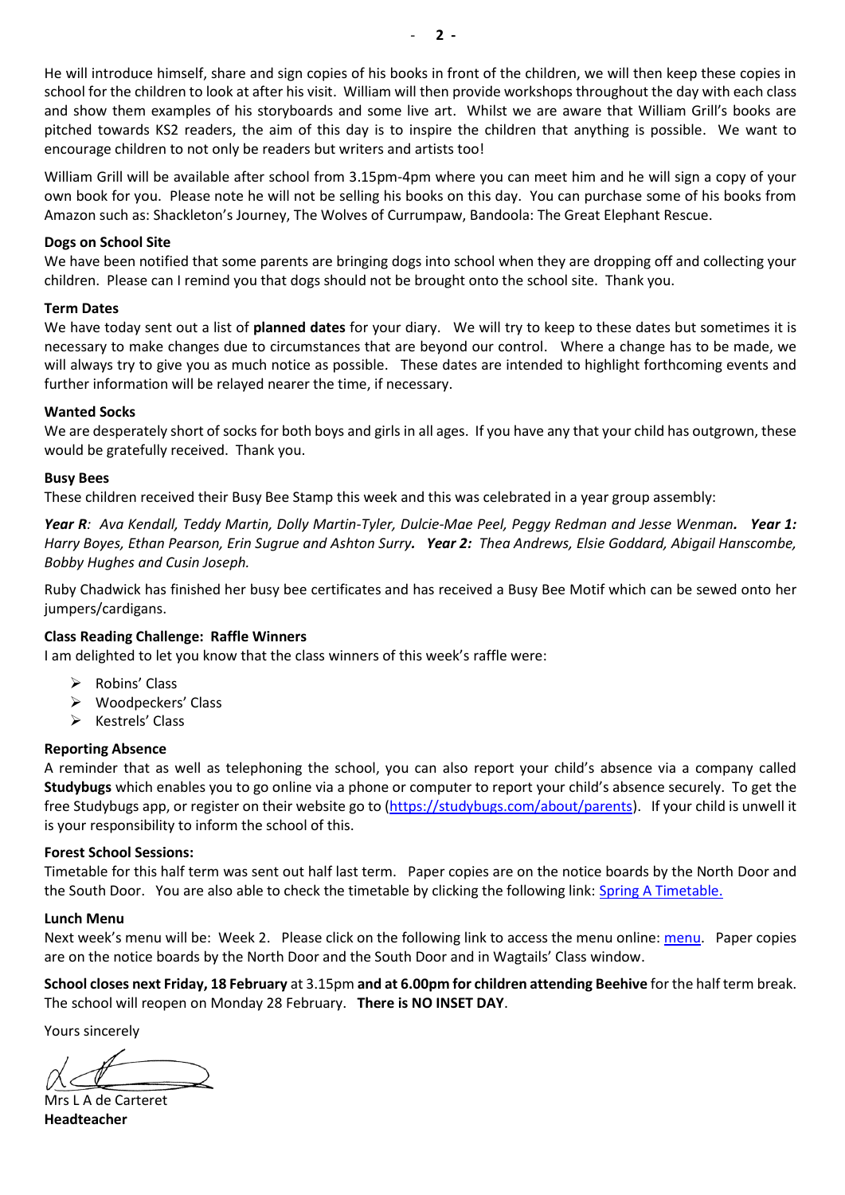He will introduce himself, share and sign copies of his books in front of the children, we will then keep these copies in school for the children to look at after his visit. William will then provide workshops throughout the day with each class and show them examples of his storyboards and some live art. Whilst we are aware that William Grill's books are pitched towards KS2 readers, the aim of this day is to inspire the children that anything is possible. We want to encourage children to not only be readers but writers and artists too!

William Grill will be available after school from 3.15pm-4pm where you can meet him and he will sign a copy of your own book for you. Please note he will not be selling his books on this day. You can purchase some of his books from Amazon such as: Shackleton's Journey, The Wolves of Currumpaw, Bandoola: The Great Elephant Rescue.

**Dogs on School Site**
We have been notified that some parents are bringing dogs into school when they are dropping off and collecting your children. Please can I remind you that dogs should not be brought onto the school site. Thank you.

**Term Dates**
We have today sent out a list of **planned dates** for your diary. We will try to keep to these dates but sometimes it is necessary to make changes due to circumstances that are beyond our control. Where a change has to be made, we will always try to give you as much notice as possible. These dates are intended to highlight forthcoming events and further information will be relayed nearer the time, if necessary.

**Wanted Socks**
We are desperately short of socks for both boys and girls in all ages. If you have any that your child has outgrown, these would be gratefully received. Thank you.

**Busy Bees**
These children received their Busy Bee Stamp this week and this was celebrated in a year group assembly:

***Year R**: Ava Kendall, Teddy Martin, Dolly Martin-Tyler, Dulcie-Mae Peel, Peggy Redman and Jesse Wenman. **Year 1:** Harry Boyes, Ethan Pearson, Erin Sugrue and Ashton Surry. **Year 2:** Thea Andrews, Elsie Goddard, Abigail Hanscombe, Bobby Hughes and Cusin Joseph.*

Ruby Chadwick has finished her busy bee certificates and has received a Busy Bee Motif which can be sewed onto her jumpers/cardigans.

**Class Reading Challenge: Raffle Winners**
I am delighted to let you know that the class winners of this week's raffle were:

- Robins' Class
- Woodpeckers' Class
- Kestrels' Class

**Reporting Absence**
A reminder that as well as telephoning the school, you can also report your child's absence via a company called **Studybugs** which enables you to go online via a phone or computer to report your child's absence securely. To get the free Studybugs app, or register on their website go to (https://studybugs.com/about/parents). If your child is unwell it is your responsibility to inform the school of this.

**Forest School Sessions:**
Timetable for this half term was sent out half last term. Paper copies are on the notice boards by the North Door and the South Door. You are also able to check the timetable by clicking the following link: Spring A Timetable.

**Lunch Menu**
Next week's menu will be: Week 2. Please click on the following link to access the menu online: menu. Paper copies are on the notice boards by the North Door and the South Door and in Wagtails' Class window.

**School closes next Friday, 18 February** at 3.15pm **and at 6.00pm for children attending Beehive** for the half term break. The school will reopen on Monday 28 February. **There is NO INSET DAY**.

Yours sincerely

Mrs L A de Carteret
**Headteacher**